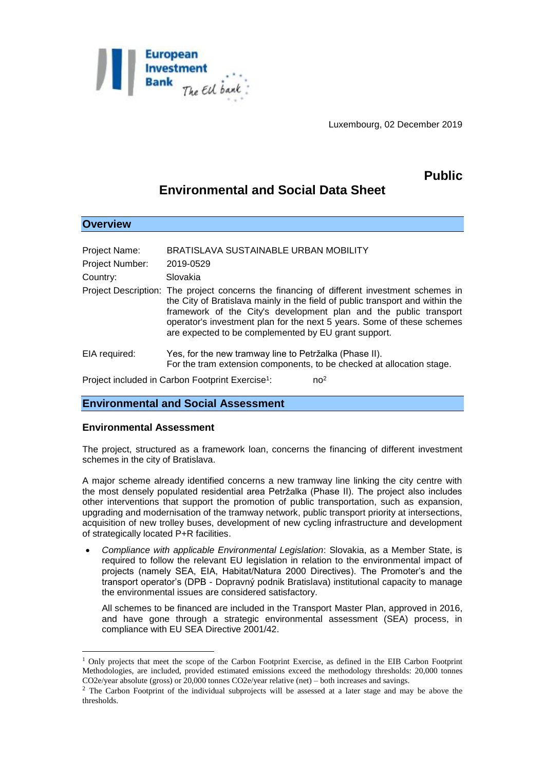Luxembourg, 02 December 2019

**Public**

# Environmental and Social Data Sheet

## Overview

| | |
|---|---|
| Project Name: | BRATISLAVA SUSTAINABLE URBAN MOBILITY |
| Project Number: | 2019-0529 |
| Country: | Slovakia |
| Project Description: | The project concerns the financing of different investment schemes in the City of Bratislava mainly in the field of public transport and within the framework of the City's development plan and the public transport operator's investment plan for the next 5 years. Some of these schemes are expected to be complemented by EU grant support. |
| EIA required: | Yes, for the new tramway line to Petržalka (Phase II). For the tram extension components, to be checked at allocation stage. |

Project included in Carbon Footprint Exercise[1]: no[2]

## Environmental and Social Assessment

### Environmental Assessment

The project, structured as a framework loan, concerns the financing of different investment schemes in the city of Bratislava.

A major scheme already identified concerns a new tramway line linking the city centre with the most densely populated residential area Petržalka (Phase II). The project also includes other interventions that support the promotion of public transportation, such as expansion, upgrading and modernisation of the tramway network, public transport priority at intersections, acquisition of new trolley buses, development of new cycling infrastructure and development of strategically located P+R facilities.

- *Compliance with applicable Environmental Legislation*: Slovakia, as a Member State, is required to follow the relevant EU legislation in relation to the environmental impact of projects (namely SEA, EIA, Habitat/Natura 2000 Directives). The Promoter's and the transport operator's (DPB - Dopravný podnik Bratislava) institutional capacity to manage the environmental issues are considered satisfactory.

  All schemes to be financed are included in the Transport Master Plan, approved in 2016, and have gone through a strategic environmental assessment (SEA) process, in compliance with EU SEA Directive 2001/42.

---

[1] Only projects that meet the scope of the Carbon Footprint Exercise, as defined in the EIB Carbon Footprint Methodologies, are included, provided estimated emissions exceed the methodology thresholds: 20,000 tonnes $CO_2e$/year absolute (gross) or 20,000 tonnes $CO_2e$/year relative (net) – both increases and savings.

[2] The Carbon Footprint of the individual subprojects will be assessed at a later stage and may be above the thresholds.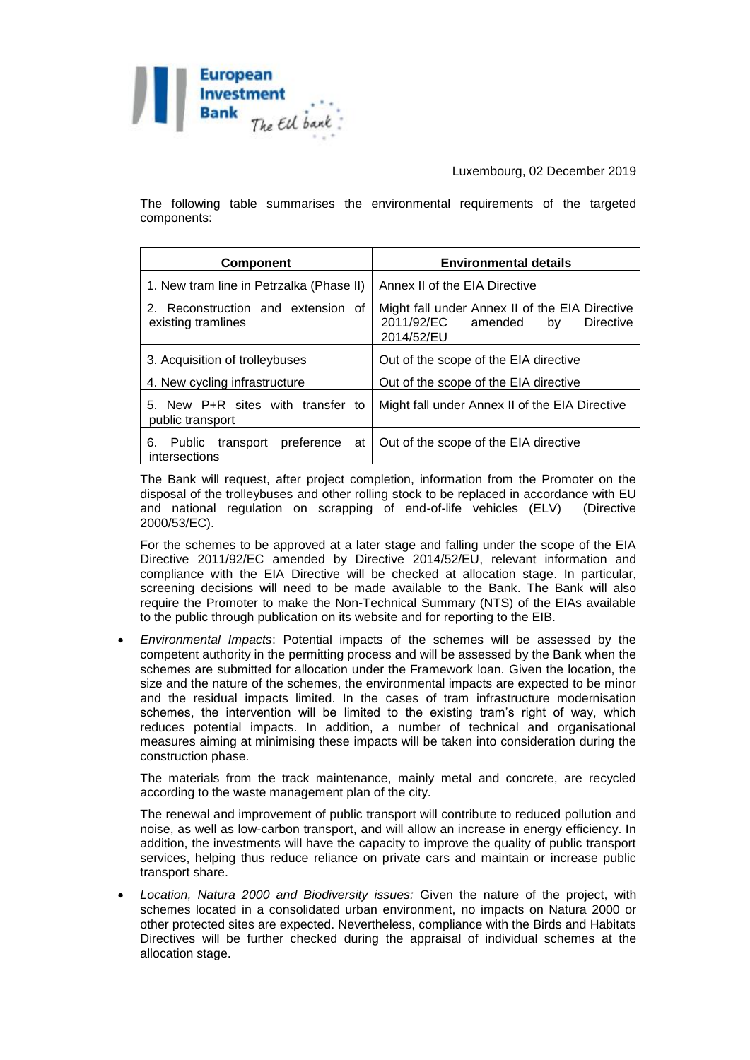Luxembourg, 02 December 2019

The following table summarises the environmental requirements of the targeted components:

| Component | Environmental details |
|---|---|
| 1. New tram line in Petrzalka (Phase II) | Annex II of the EIA Directive |
| 2. Reconstruction and extension of existing tramlines | Might fall under Annex II of the EIA Directive 2011/92/EC amended by Directive 2014/52/EU |
| 3. Acquisition of trolleybuses | Out of the scope of the EIA directive |
| 4. New cycling infrastructure | Out of the scope of the EIA directive |
| 5. New P+R sites with transfer to public transport | Might fall under Annex II of the EIA Directive |
| 6. Public transport preference at intersections | Out of the scope of the EIA directive |

The Bank will request, after project completion, information from the Promoter on the disposal of the trolleybuses and other rolling stock to be replaced in accordance with EU and national regulation on scrapping of end-of-life vehicles (ELV) (Directive 2000/53/EC).

For the schemes to be approved at a later stage and falling under the scope of the EIA Directive 2011/92/EC amended by Directive 2014/52/EU, relevant information and compliance with the EIA Directive will be checked at allocation stage. In particular, screening decisions will need to be made available to the Bank. The Bank will also require the Promoter to make the Non-Technical Summary (NTS) of the EIAs available to the public through publication on its website and for reporting to the EIB.

- *Environmental Impacts*: Potential impacts of the schemes will be assessed by the competent authority in the permitting process and will be assessed by the Bank when the schemes are submitted for allocation under the Framework loan. Given the location, the size and the nature of the schemes, the environmental impacts are expected to be minor and the residual impacts limited. In the cases of tram infrastructure modernisation schemes, the intervention will be limited to the existing tram's right of way, which reduces potential impacts. In addition, a number of technical and organisational measures aiming at minimising these impacts will be taken into consideration during the construction phase.

  The materials from the track maintenance, mainly metal and concrete, are recycled according to the waste management plan of the city.

  The renewal and improvement of public transport will contribute to reduced pollution and noise, as well as low-carbon transport, and will allow an increase in energy efficiency. In addition, the investments will have the capacity to improve the quality of public transport services, helping thus reduce reliance on private cars and maintain or increase public transport share.

- *Location, Natura 2000 and Biodiversity issues:* Given the nature of the project, with schemes located in a consolidated urban environment, no impacts on Natura 2000 or other protected sites are expected. Nevertheless, compliance with the Birds and Habitats Directives will be further checked during the appraisal of individual schemes at the allocation stage.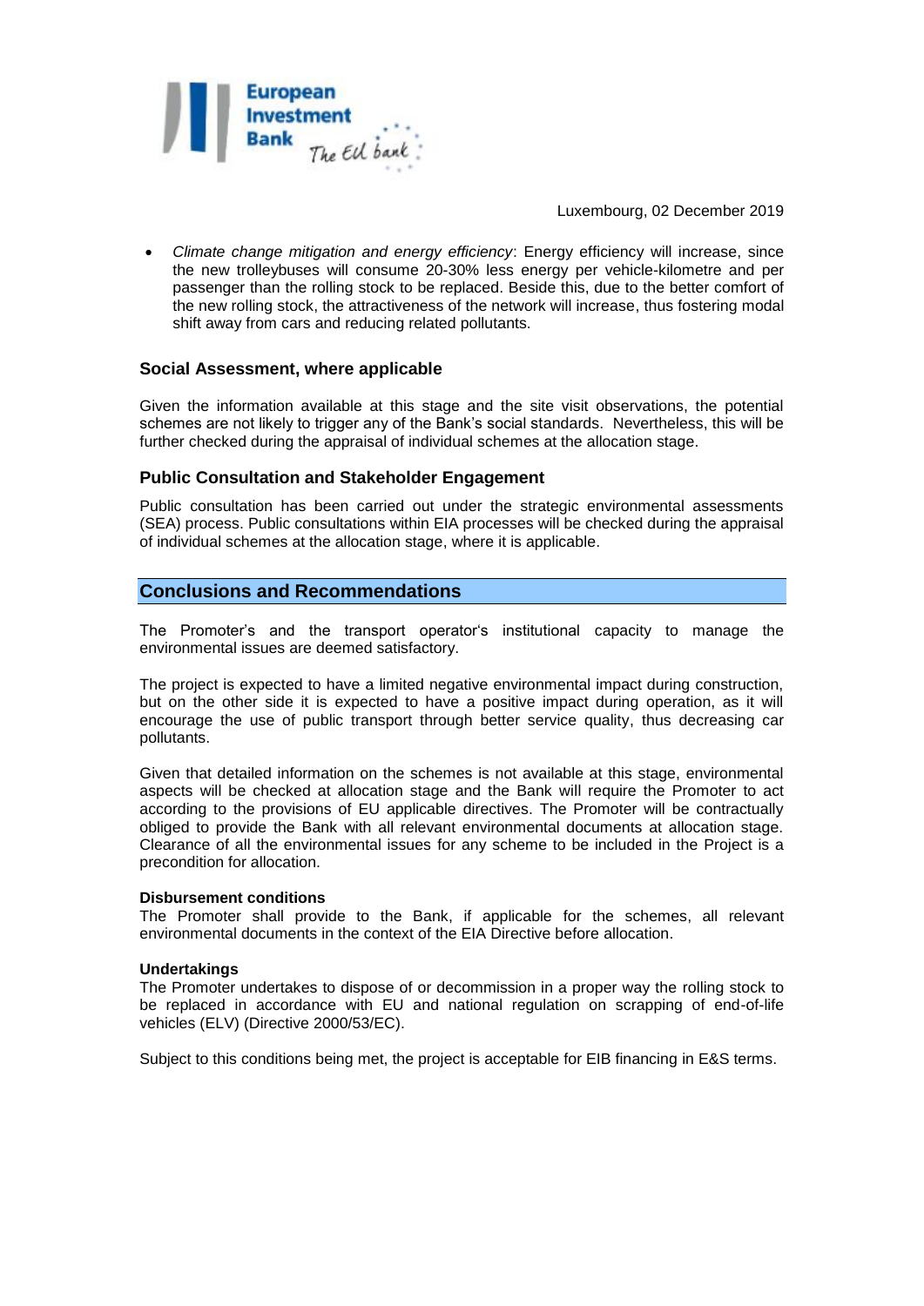Luxembourg, 02 December 2019

- *Climate change mitigation and energy efficiency*: Energy efficiency will increase, since the new trolleybuses will consume 20-30% less energy per vehicle-kilometre and per passenger than the rolling stock to be replaced. Beside this, due to the better comfort of the new rolling stock, the attractiveness of the network will increase, thus fostering modal shift away from cars and reducing related pollutants.

### Social Assessment, where applicable

Given the information available at this stage and the site visit observations, the potential schemes are not likely to trigger any of the Bank's social standards. Nevertheless, this will be further checked during the appraisal of individual schemes at the allocation stage.

### Public Consultation and Stakeholder Engagement

Public consultation has been carried out under the strategic environmental assessments (SEA) process. Public consultations within EIA processes will be checked during the appraisal of individual schemes at the allocation stage, where it is applicable.

## Conclusions and Recommendations

The Promoter's and the transport operator's institutional capacity to manage the environmental issues are deemed satisfactory.

The project is expected to have a limited negative environmental impact during construction, but on the other side it is expected to have a positive impact during operation, as it will encourage the use of public transport through better service quality, thus decreasing car pollutants.

Given that detailed information on the schemes is not available at this stage, environmental aspects will be checked at allocation stage and the Bank will require the Promoter to act according to the provisions of EU applicable directives. The Promoter will be contractually obliged to provide the Bank with all relevant environmental documents at allocation stage. Clearance of all the environmental issues for any scheme to be included in the Project is a precondition for allocation.

**Disbursement conditions**

The Promoter shall provide to the Bank, if applicable for the schemes, all relevant environmental documents in the context of the EIA Directive before allocation.

**Undertakings**

The Promoter undertakes to dispose of or decommission in a proper way the rolling stock to be replaced in accordance with EU and national regulation on scrapping of end-of-life vehicles (ELV) (Directive 2000/53/EC).

Subject to this conditions being met, the project is acceptable for EIB financing in E&S terms.